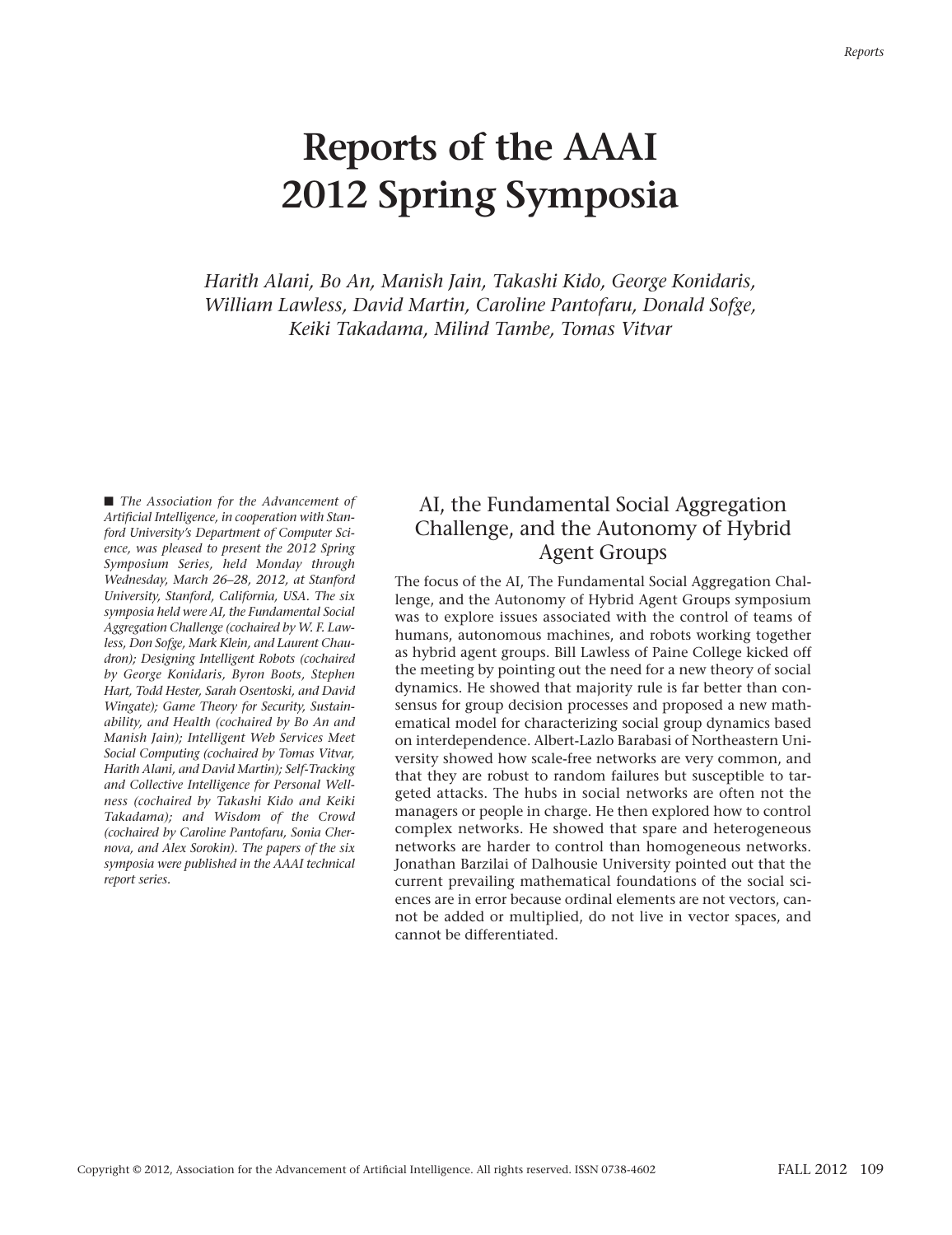# Reports of the AAAI 2012 Spring Symposia

*Harith Alani, Bo An, Manish Jain, Takashi Kido, George Konidaris, William Lawless, David Martin, Caroline Pantofaru, Donald Sofge, Keiki Takadama, Milind Tambe, Tomas Vitvar*

■ *The Association for the Advancement of Artificial Intelligence, in cooperation with Stanford University's Department of Computer Science, was pleased to present the 2012 Spring Symposium Series, held Monday through Wednesday, March 26–28, 2012, at Stanford University, Stanford, California, USA. The six symposia held were AI, the Fundamental Social Aggregation Challenge (cochaired by W. F. Lawless, Don Sofge, Mark Klein, and Laurent Chaudron); Designing Intelligent Robots (cochaired by George Konidaris, Byron Boots, Stephen Hart, Todd Hester, Sarah Osentoski, and David Wingate); Game Theory for Security, Sustainability, and Health (cochaired by Bo An and Manish Jain); Intelligent Web Services Meet Social Computing (cochaired by Tomas Vitvar, Harith Alani, and David Martin); Self-Tracking and Collective Intelligence for Personal Wellness (cochaired by Takashi Kido and Keiki Takadama); and Wisdom of the Crowd (cochaired by Caroline Pantofaru, Sonia Chernova, and Alex Sorokin). The papers of the six symposia were published in the AAAI technical report series.*

## AI, the Fundamental Social Aggregation Challenge, and the Autonomy of Hybrid Agent Groups

The focus of the AI, The Fundamental Social Aggregation Challenge, and the Autonomy of Hybrid Agent Groups symposium was to explore issues associated with the control of teams of humans, autonomous machines, and robots working together as hybrid agent groups. Bill Lawless of Paine College kicked off the meeting by pointing out the need for a new theory of social dynamics. He showed that majority rule is far better than consensus for group decision processes and proposed a new mathematical model for characterizing social group dynamics based on interdependence. Albert-Lazlo Barabasi of Northeastern University showed how scale-free networks are very common, and that they are robust to random failures but susceptible to targeted attacks. The hubs in social networks are often not the managers or people in charge. He then explored how to control complex networks. He showed that spare and heterogeneous networks are harder to control than homogeneous networks. Jonathan Barzilai of Dalhousie University pointed out that the current prevailing mathematical foundations of the social sciences are in error because ordinal elements are not vectors, cannot be added or multiplied, do not live in vector spaces, and cannot be differentiated.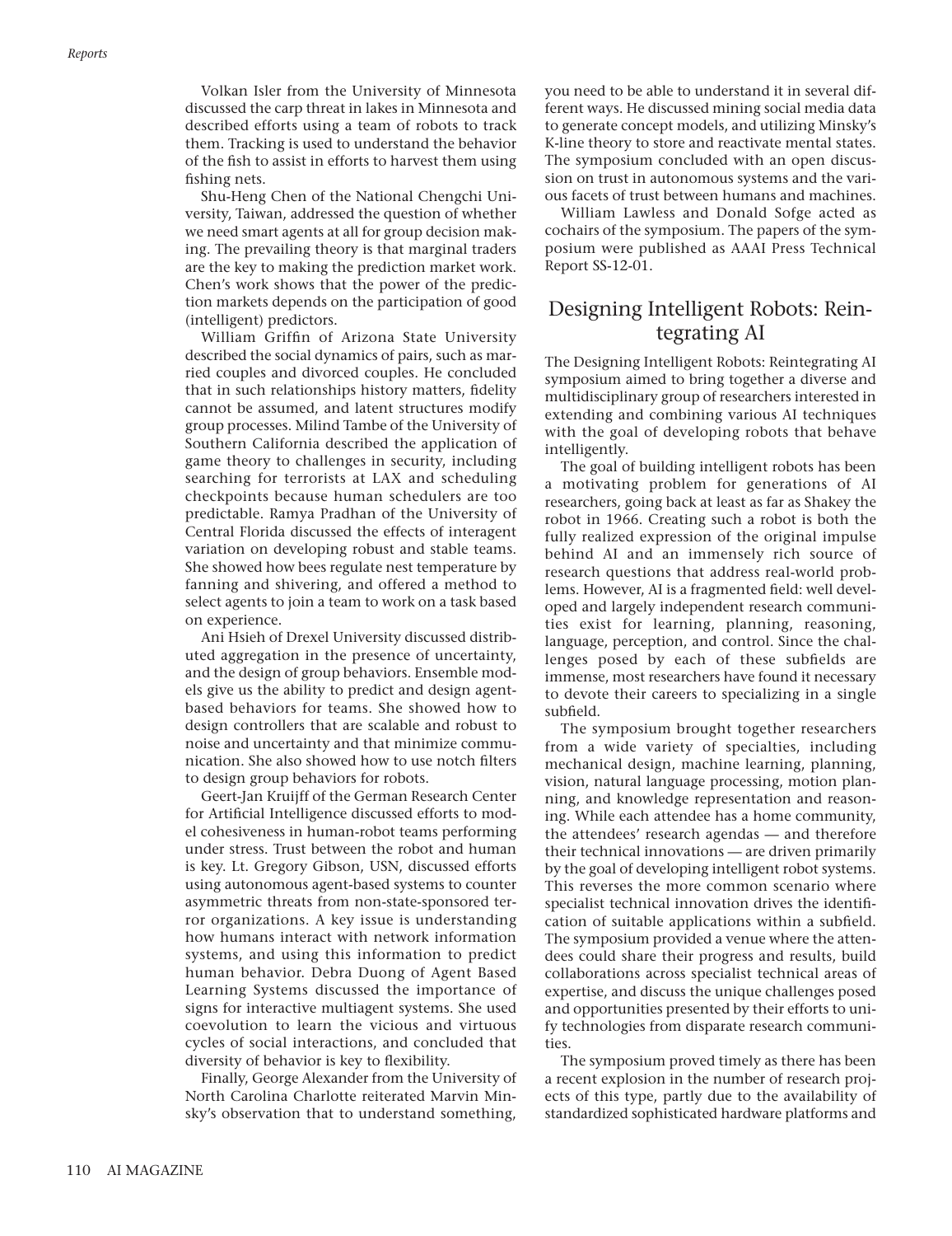Volkan Isler from the University of Minnesota discussed the carp threat in lakes in Minnesota and described efforts using a team of robots to track them. Tracking is used to understand the behavior of the fish to assist in efforts to harvest them using fishing nets.

Shu-Heng Chen of the National Chengchi University, Taiwan, addressed the question of whether we need smart agents at all for group decision making. The prevailing theory is that marginal traders are the key to making the prediction market work. Chen's work shows that the power of the prediction markets depends on the participation of good (intelligent) predictors.

William Griffin of Arizona State University described the social dynamics of pairs, such as married couples and divorced couples. He concluded that in such relationships history matters, fidelity cannot be assumed, and latent structures modify group processes. Milind Tambe of the University of Southern California described the application of game theory to challenges in security, including searching for terrorists at LAX and scheduling checkpoints because human schedulers are too predictable. Ramya Pradhan of the University of Central Florida discussed the effects of interagent variation on developing robust and stable teams. She showed how bees regulate nest temperature by fanning and shivering, and offered a method to select agents to join a team to work on a task based on experience.

Ani Hsieh of Drexel University discussed distributed aggregation in the presence of uncertainty, and the design of group behaviors. Ensemble models give us the ability to predict and design agent-based behaviors for teams. She showed how to design controllers that are scalable and robust to noise and uncertainty and that minimize communication. She also showed how to use notch filters to design group behaviors for robots.

Geert-Jan Kruijff of the German Research Center for Artificial Intelligence discussed efforts to model cohesiveness in human-robot teams performing under stress. Trust between the robot and human is key. Lt. Gregory Gibson, USN, discussed efforts using autonomous agent-based systems to counter asymmetric threats from non-state-sponsored terror organizations. A key issue is understanding how humans interact with network information systems, and using this information to predict human behavior. Debra Duong of Agent Based Learning Systems discussed the importance of signs for interactive multiagent systems. She used coevolution to learn the vicious and virtuous cycles of social interactions, and concluded that diversity of behavior is key to flexibility.

Finally, George Alexander from the University of North Carolina Charlotte reiterated Marvin Minsky's observation that to understand something, you need to be able to understand it in several different ways. He discussed mining social media data to generate concept models, and utilizing Minsky's K-line theory to store and reactivate mental states. The symposium concluded with an open discussion on trust in autonomous systems and the various facets of trust between humans and machines.

William Lawless and Donald Sofge acted as cochairs of the symposium. The papers of the symposium were published as AAAI Press Technical Report SS-12-01.

## Designing Intelligent Robots: Reintegrating AI

The Designing Intelligent Robots: Reintegrating AI symposium aimed to bring together a diverse and multidisciplinary group of researchers interested in extending and combining various AI techniques with the goal of developing robots that behave intelligently.

The goal of building intelligent robots has been a motivating problem for generations of AI researchers, going back at least as far as Shakey the robot in 1966. Creating such a robot is both the fully realized expression of the original impulse behind AI and an immensely rich source of research questions that address real-world problems. However, AI is a fragmented field: well developed and largely independent research communities exist for learning, planning, reasoning, language, perception, and control. Since the challenges posed by each of these subfields are immense, most researchers have found it necessary to devote their careers to specializing in a single subfield.

The symposium brought together researchers from a wide variety of specialties, including mechanical design, machine learning, planning, vision, natural language processing, motion planning, and knowledge representation and reasoning. While each attendee has a home community, the attendees' research agendas — and therefore their technical innovations — are driven primarily by the goal of developing intelligent robot systems. This reverses the more common scenario where specialist technical innovation drives the identification of suitable applications within a subfield. The symposium provided a venue where the attendees could share their progress and results, build collaborations across specialist technical areas of expertise, and discuss the unique challenges posed and opportunities presented by their efforts to unify technologies from disparate research communities.

The symposium proved timely as there has been a recent explosion in the number of research projects of this type, partly due to the availability of standardized sophisticated hardware platforms and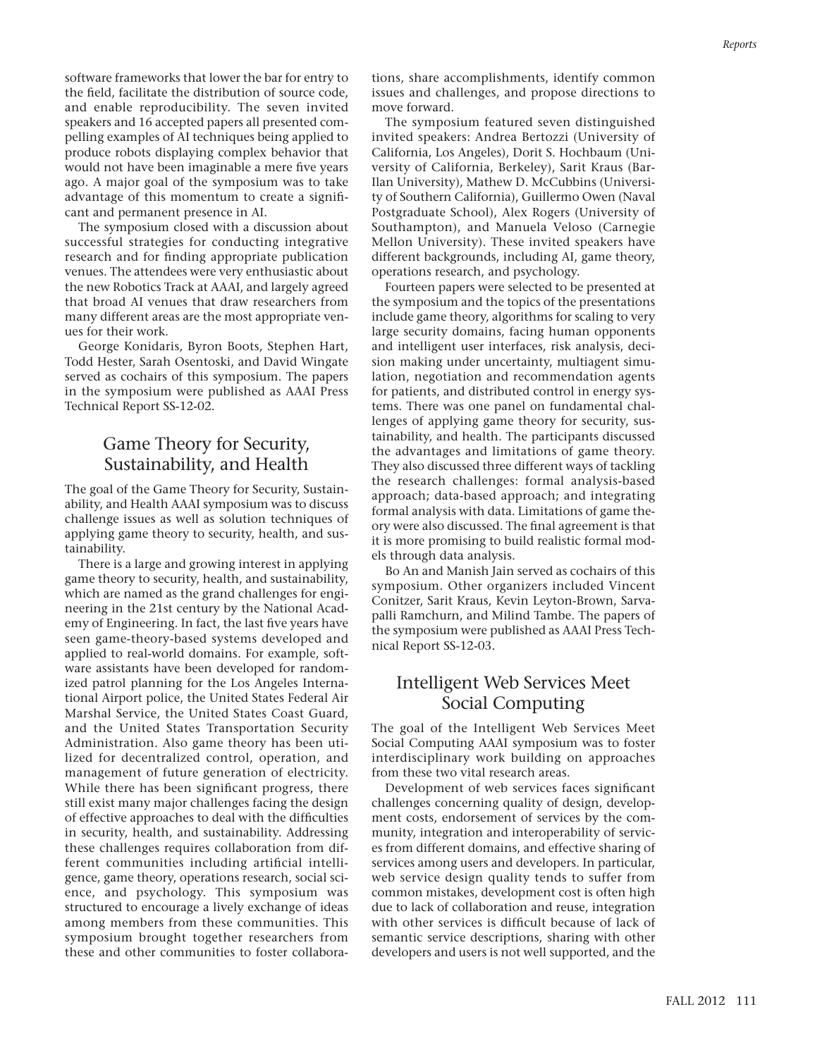software frameworks that lower the bar for entry to the field, facilitate the distribution of source code, and enable reproducibility. The seven invited speakers and 16 accepted papers all presented compelling examples of AI techniques being applied to produce robots displaying complex behavior that would not have been imaginable a mere five years ago. A major goal of the symposium was to take advantage of this momentum to create a significant and permanent presence in AI.

The symposium closed with a discussion about successful strategies for conducting integrative research and for finding appropriate publication venues. The attendees were very enthusiastic about the new Robotics Track at AAAI, and largely agreed that broad AI venues that draw researchers from many different areas are the most appropriate venues for their work.

George Konidaris, Byron Boots, Stephen Hart, Todd Hester, Sarah Osentoski, and David Wingate served as cochairs of this symposium. The papers in the symposium were published as AAAI Press Technical Report SS-12-02.

## Game Theory for Security, Sustainability, and Health

The goal of the Game Theory for Security, Sustainability, and Health AAAI symposium was to discuss challenge issues as well as solution techniques of applying game theory to security, health, and sustainability.

There is a large and growing interest in applying game theory to security, health, and sustainability, which are named as the grand challenges for engineering in the 21st century by the National Academy of Engineering. In fact, the last five years have seen game-theory-based systems developed and applied to real-world domains. For example, software assistants have been developed for randomized patrol planning for the Los Angeles International Airport police, the United States Federal Air Marshal Service, the United States Coast Guard, and the United States Transportation Security Administration. Also game theory has been utilized for decentralized control, operation, and management of future generation of electricity. While there has been significant progress, there still exist many major challenges facing the design of effective approaches to deal with the difficulties in security, health, and sustainability. Addressing these challenges requires collaboration from different communities including artificial intelligence, game theory, operations research, social science, and psychology. This symposium was structured to encourage a lively exchange of ideas among members from these communities. This symposium brought together researchers from these and other communities to foster collaborations, share accomplishments, identify common issues and challenges, and propose directions to move forward.

The symposium featured seven distinguished invited speakers: Andrea Bertozzi (University of California, Los Angeles), Dorit S. Hochbaum (University of California, Berkeley), Sarit Kraus (Bar-Ilan University), Mathew D. McCubbins (University of Southern California), Guillermo Owen (Naval Postgraduate School), Alex Rogers (University of Southampton), and Manuela Veloso (Carnegie Mellon University). These invited speakers have different backgrounds, including AI, game theory, operations research, and psychology.

Fourteen papers were selected to be presented at the symposium and the topics of the presentations include game theory, algorithms for scaling to very large security domains, facing human opponents and intelligent user interfaces, risk analysis, decision making under uncertainty, multiagent simulation, negotiation and recommendation agents for patients, and distributed control in energy systems. There was one panel on fundamental challenges of applying game theory for security, sustainability, and health. The participants discussed the advantages and limitations of game theory. They also discussed three different ways of tackling the research challenges: formal analysis-based approach; data-based approach; and integrating formal analysis with data. Limitations of game theory were also discussed. The final agreement is that it is more promising to build realistic formal models through data analysis.

Bo An and Manish Jain served as cochairs of this symposium. Other organizers included Vincent Conitzer, Sarit Kraus, Kevin Leyton-Brown, Sarvapalli Ramchurn, and Milind Tambe. The papers of the symposium were published as AAAI Press Technical Report SS-12-03.

## Intelligent Web Services Meet Social Computing

The goal of the Intelligent Web Services Meet Social Computing AAAI symposium was to foster interdisciplinary work building on approaches from these two vital research areas.

Development of web services faces significant challenges concerning quality of design, development costs, endorsement of services by the community, integration and interoperability of services from different domains, and effective sharing of services among users and developers. In particular, web service design quality tends to suffer from common mistakes, development cost is often high due to lack of collaboration and reuse, integration with other services is difficult because of lack of semantic service descriptions, sharing with other developers and users is not well supported, and the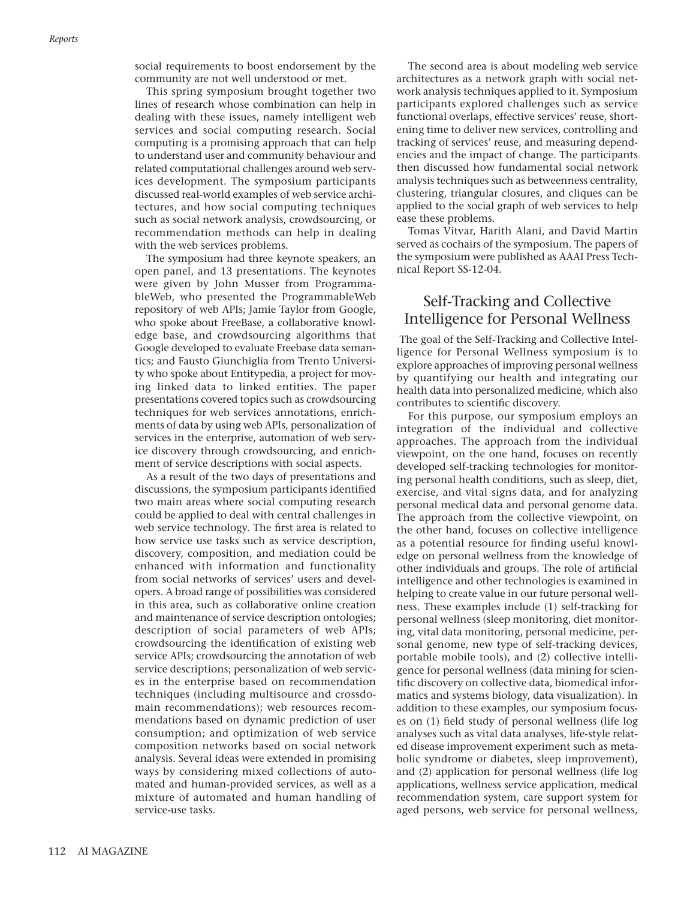social requirements to boost endorsement by the community are not well understood or met.

This spring symposium brought together two lines of research whose combination can help in dealing with these issues, namely intelligent web services and social computing research. Social computing is a promising approach that can help to understand user and community behaviour and related computational challenges around web services development. The symposium participants discussed real-world examples of web service architectures, and how social computing techniques such as social network analysis, crowdsourcing, or recommendation methods can help in dealing with the web services problems.

The symposium had three keynote speakers, an open panel, and 13 presentations. The keynotes were given by John Musser from ProgrammableWeb, who presented the ProgrammableWeb repository of web APIs; Jamie Taylor from Google, who spoke about FreeBase, a collaborative knowledge base, and crowdsourcing algorithms that Google developed to evaluate Freebase data semantics; and Fausto Giunchiglia from Trento University who spoke about Entitypedia, a project for moving linked data to linked entities. The paper presentations covered topics such as crowdsourcing techniques for web services annotations, enrichments of data by using web APIs, personalization of services in the enterprise, automation of web service discovery through crowdsourcing, and enrichment of service descriptions with social aspects.

As a result of the two days of presentations and discussions, the symposium participants identified two main areas where social computing research could be applied to deal with central challenges in web service technology. The first area is related to how service use tasks such as service description, discovery, composition, and mediation could be enhanced with information and functionality from social networks of services' users and developers. A broad range of possibilities was considered in this area, such as collaborative online creation and maintenance of service description ontologies; description of social parameters of web APIs; crowdsourcing the identification of existing web service APIs; crowdsourcing the annotation of web service descriptions; personalization of web services in the enterprise based on recommendation techniques (including multisource and crossdomain recommendations); web resources recommendations based on dynamic prediction of user consumption; and optimization of web service composition networks based on social network analysis. Several ideas were extended in promising ways by considering mixed collections of automated and human-provided services, as well as a mixture of automated and human handling of service-use tasks.

The second area is about modeling web service architectures as a network graph with social network analysis techniques applied to it. Symposium participants explored challenges such as service functional overlaps, effective services' reuse, shortening time to deliver new services, controlling and tracking of services' reuse, and measuring dependencies and the impact of change. The participants then discussed how fundamental social network analysis techniques such as betweenness centrality, clustering, triangular closures, and cliques can be applied to the social graph of web services to help ease these problems.

Tomas Vitvar, Harith Alani, and David Martin served as cochairs of the symposium. The papers of the symposium were published as AAAI Press Technical Report SS-12-04.

## Self-Tracking and Collective Intelligence for Personal Wellness

The goal of the Self-Tracking and Collective Intelligence for Personal Wellness symposium is to explore approaches of improving personal wellness by quantifying our health and integrating our health data into personalized medicine, which also contributes to scientific discovery.

For this purpose, our symposium employs an integration of the individual and collective approaches. The approach from the individual viewpoint, on the one hand, focuses on recently developed self-tracking technologies for monitoring personal health conditions, such as sleep, diet, exercise, and vital signs data, and for analyzing personal medical data and personal genome data. The approach from the collective viewpoint, on the other hand, focuses on collective intelligence as a potential resource for finding useful knowledge on personal wellness from the knowledge of other individuals and groups. The role of artificial intelligence and other technologies is examined in helping to create value in our future personal wellness. These examples include (1) self-tracking for personal wellness (sleep monitoring, diet monitoring, vital data monitoring, personal medicine, personal genome, new type of self-tracking devices, portable mobile tools), and (2) collective intelligence for personal wellness (data mining for scientific discovery on collective data, biomedical informatics and systems biology, data visualization). In addition to these examples, our symposium focuses on (1) field study of personal wellness (life log analyses such as vital data analyses, life-style related disease improvement experiment such as metabolic syndrome or diabetes, sleep improvement), and (2) application for personal wellness (life log applications, wellness service application, medical recommendation system, care support system for aged persons, web service for personal wellness,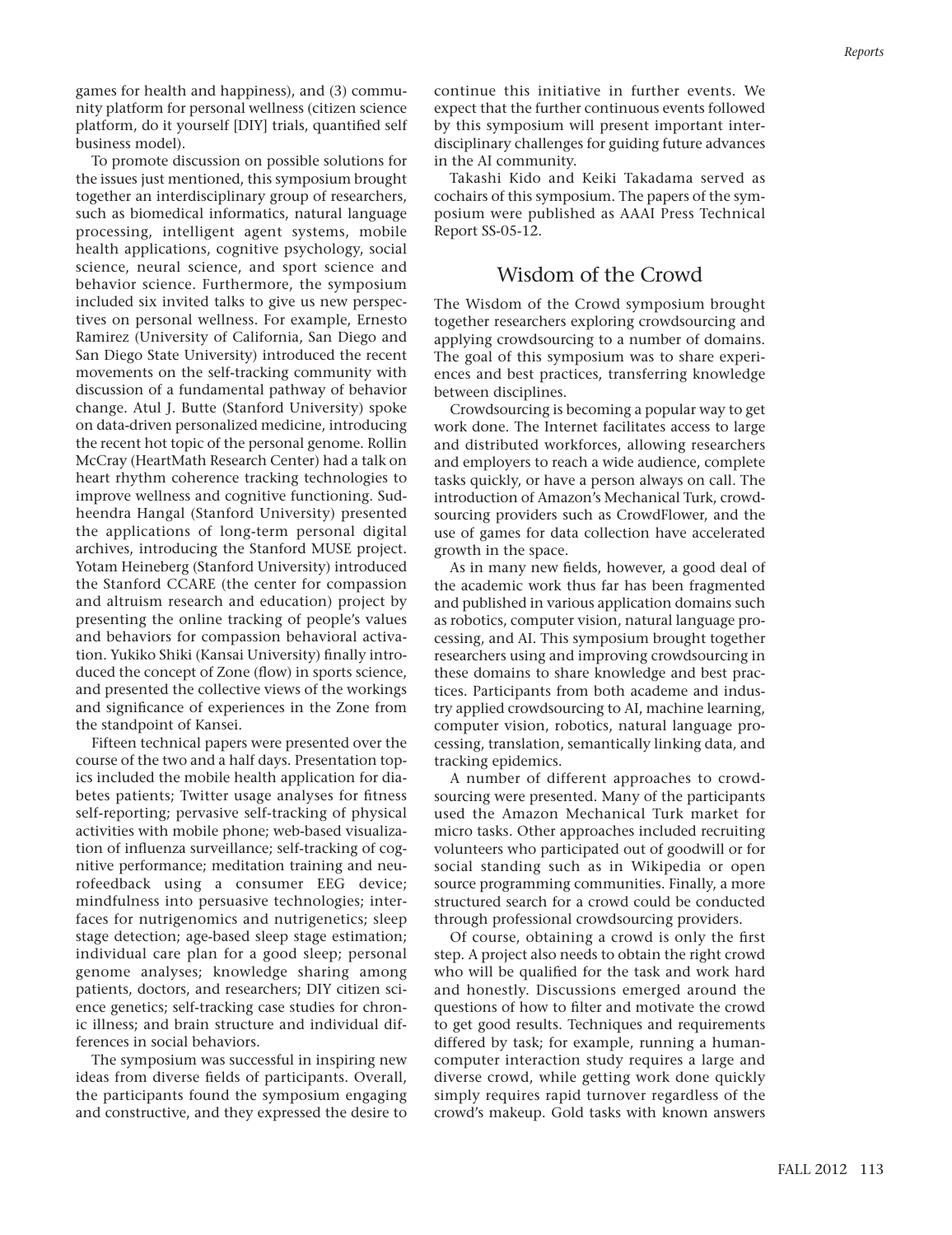games for health and happiness), and (3) community platform for personal wellness (citizen science platform, do it yourself [DIY] trials, quantified self business model).

To promote discussion on possible solutions for the issues just mentioned, this symposium brought together an interdisciplinary group of researchers, such as biomedical informatics, natural language processing, intelligent agent systems, mobile health applications, cognitive psychology, social science, neural science, and sport science and behavior science. Furthermore, the symposium included six invited talks to give us new perspectives on personal wellness. For example, Ernesto Ramirez (University of California, San Diego and San Diego State University) introduced the recent movements on the self-tracking community with discussion of a fundamental pathway of behavior change. Atul J. Butte (Stanford University) spoke on data-driven personalized medicine, introducing the recent hot topic of the personal genome. Rollin McCray (HeartMath Research Center) had a talk on heart rhythm coherence tracking technologies to improve wellness and cognitive functioning. Sudheendra Hangal (Stanford University) presented the applications of long-term personal digital archives, introducing the Stanford MUSE project. Yotam Heineberg (Stanford University) introduced the Stanford CCARE (the center for compassion and altruism research and education) project by presenting the online tracking of people's values and behaviors for compassion behavioral activation. Yukiko Shiki (Kansai University) finally introduced the concept of Zone (flow) in sports science, and presented the collective views of the workings and significance of experiences in the Zone from the standpoint of Kansei.

Fifteen technical papers were presented over the course of the two and a half days. Presentation topics included the mobile health application for diabetes patients; Twitter usage analyses for fitness self-reporting; pervasive self-tracking of physical activities with mobile phone; web-based visualization of influenza surveillance; self-tracking of cognitive performance; meditation training and neurofeedback using a consumer EEG device; mindfulness into persuasive technologies; interfaces for nutrigenomics and nutrigenetics; sleep stage detection; age-based sleep stage estimation; individual care plan for a good sleep; personal genome analyses; knowledge sharing among patients, doctors, and researchers; DIY citizen science genetics; self-tracking case studies for chronic illness; and brain structure and individual differences in social behaviors.

The symposium was successful in inspiring new ideas from diverse fields of participants. Overall, the participants found the symposium engaging and constructive, and they expressed the desire to continue this initiative in further events. We expect that the further continuous events followed by this symposium will present important interdisciplinary challenges for guiding future advances in the AI community.

Takashi Kido and Keiki Takadama served as cochairs of this symposium. The papers of the symposium were published as AAAI Press Technical Report SS-05-12.

## Wisdom of the Crowd

The Wisdom of the Crowd symposium brought together researchers exploring crowdsourcing and applying crowdsourcing to a number of domains. The goal of this symposium was to share experiences and best practices, transferring knowledge between disciplines.

Crowdsourcing is becoming a popular way to get work done. The Internet facilitates access to large and distributed workforces, allowing researchers and employers to reach a wide audience, complete tasks quickly, or have a person always on call. The introduction of Amazon's Mechanical Turk, crowdsourcing providers such as CrowdFlower, and the use of games for data collection have accelerated growth in the space.

As in many new fields, however, a good deal of the academic work thus far has been fragmented and published in various application domains such as robotics, computer vision, natural language processing, and AI. This symposium brought together researchers using and improving crowdsourcing in these domains to share knowledge and best practices. Participants from both academe and industry applied crowdsourcing to AI, machine learning, computer vision, robotics, natural language processing, translation, semantically linking data, and tracking epidemics.

A number of different approaches to crowdsourcing were presented. Many of the participants used the Amazon Mechanical Turk market for micro tasks. Other approaches included recruiting volunteers who participated out of goodwill or for social standing such as in Wikipedia or open source programming communities. Finally, a more structured search for a crowd could be conducted through professional crowdsourcing providers.

Of course, obtaining a crowd is only the first step. A project also needs to obtain the right crowd who will be qualified for the task and work hard and honestly. Discussions emerged around the questions of how to filter and motivate the crowd to get good results. Techniques and requirements differed by task; for example, running a human-computer interaction study requires a large and diverse crowd, while getting work done quickly simply requires rapid turnover regardless of the crowd's makeup. Gold tasks with known answers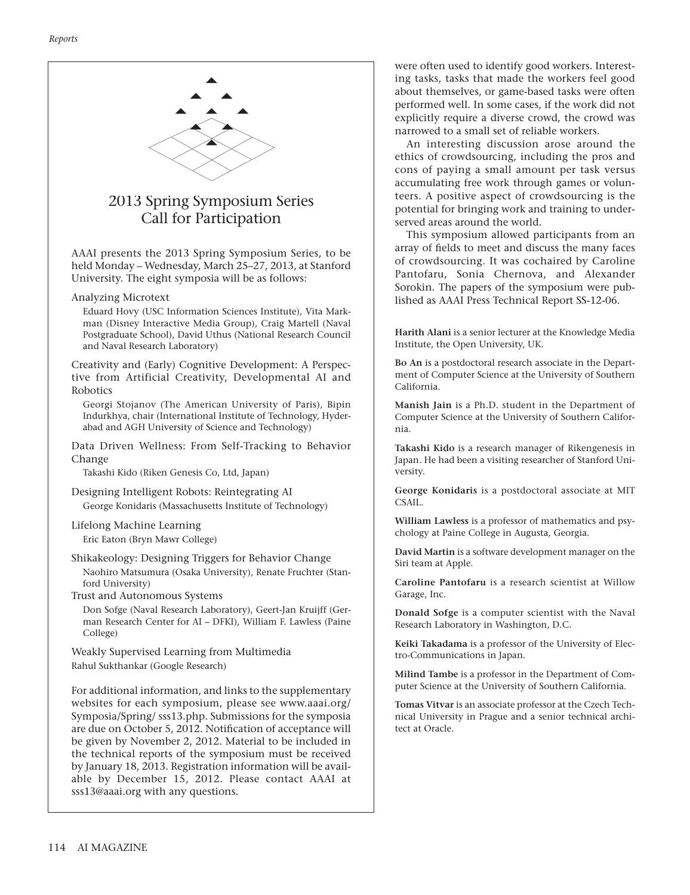## 2013 Spring Symposium Series Call for Participation

AAAI presents the 2013 Spring Symposium Series, to be held Monday – Wednesday, March 25–27, 2013, at Stanford University. The eight symposia will be as follows:

Analyzing Microtext

Eduard Hovy (USC Information Sciences Institute), Vita Markman (Disney Interactive Media Group), Craig Martell (Naval Postgraduate School), David Uthus (National Research Council and Naval Research Laboratory)

Creativity and (Early) Cognitive Development: A Perspective from Artificial Creativity, Developmental AI and Robotics

Georgi Stojanov (The American University of Paris), Bipin Indurkhya, chair (International Institute of Technology, Hyderabad and AGH University of Science and Technology)

Data Driven Wellness: From Self-Tracking to Behavior Change

Takashi Kido (Riken Genesis Co, Ltd, Japan)

Designing Intelligent Robots: Reintegrating AI

George Konidaris (Massachusetts Institute of Technology)

Lifelong Machine Learning

Eric Eaton (Bryn Mawr College)

Shikakeology: Designing Triggers for Behavior Change

Naohiro Matsumura (Osaka University), Renate Fruchter (Stanford University)

Trust and Autonomous Systems

Don Sofge (Naval Research Laboratory), Geert-Jan Kruijff (German Research Center for AI – DFKI), William F. Lawless (Paine College)

Weakly Supervised Learning from Multimedia

Rahul Sukthankar (Google Research)

For additional information, and links to the supplementary websites for each symposium, please see www.aaai.org/Symposia/Spring/sss13.php. Submissions for the symposia are due on October 5, 2012. Notification of acceptance will be given by November 2, 2012. Material to be included in the technical reports of the symposium must be received by January 18, 2013. Registration information will be available by December 15, 2012. Please contact AAAI at sss13@aaai.org with any questions.

were often used to identify good workers. Interesting tasks, tasks that made the workers feel good about themselves, or game-based tasks were often performed well. In some cases, if the work did not explicitly require a diverse crowd, the crowd was narrowed to a small set of reliable workers.

An interesting discussion arose around the ethics of crowdsourcing, including the pros and cons of paying a small amount per task versus accumulating free work through games or volunteers. A positive aspect of crowdsourcing is the potential for bringing work and training to underserved areas around the world.

This symposium allowed participants from an array of fields to meet and discuss the many faces of crowdsourcing. It was cochaired by Caroline Pantofaru, Sonia Chernova, and Alexander Sorokin. The papers of the symposium were published as AAAI Press Technical Report SS-12-06.

**Harith Alani** is a senior lecturer at the Knowledge Media Institute, the Open University, UK.

**Bo An** is a postdoctoral research associate in the Department of Computer Science at the University of Southern California.

**Manish Jain** is a Ph.D. student in the Department of Computer Science at the University of Southern California.

**Takashi Kido** is a research manager of Rikengenesis in Japan. He had been a visiting researcher of Stanford University.

**George Konidaris** is a postdoctoral associate at MIT CSAIL.

**William Lawless** is a professor of mathematics and psychology at Paine College in Augusta, Georgia.

**David Martin** is a software development manager on the Siri team at Apple.

**Caroline Pantofaru** is a research scientist at Willow Garage, Inc.

**Donald Sofge** is a computer scientist with the Naval Research Laboratory in Washington, D.C.

**Keiki Takadama** is a professor of the University of Electro-Communications in Japan.

**Milind Tambe** is a professor in the Department of Computer Science at the University of Southern California.

**Tomas Vitvar** is an associate professor at the Czech Technical University in Prague and a senior technical architect at Oracle.